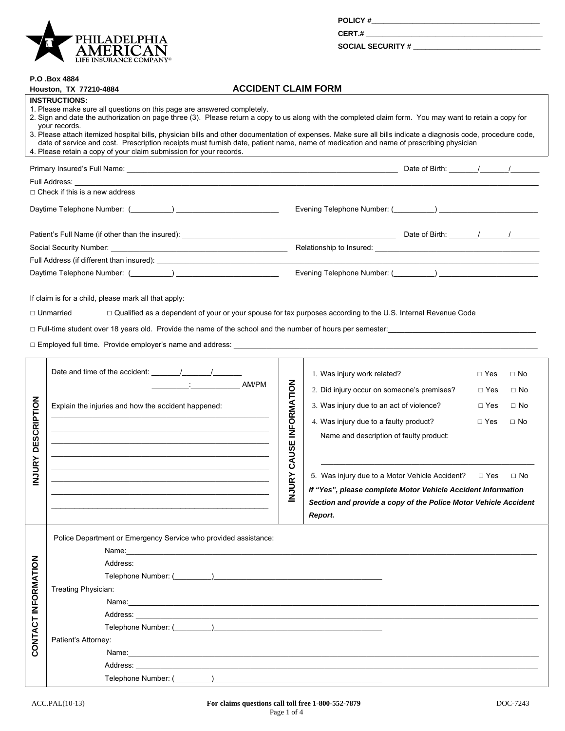PHILADELPHIA AMERICAN LIFE INSURANCE COMPANY®

POLICY #\_\_\_\_\_\_\_\_\_\_\_\_\_\_\_\_\_\_\_\_\_\_\_\_\_\_\_\_\_\_\_\_\_\_\_\_\_\_\_\_

CERT.# \_\_\_\_\_\_\_\_\_\_\_\_\_\_\_\_\_\_\_\_\_\_\_\_\_\_\_\_\_\_\_\_\_\_\_\_\_\_\_\_\_\_

SOCIAL SECURITY # \_\_\_\_\_\_\_\_\_\_\_\_\_\_\_\_\_\_\_\_\_\_\_\_\_\_\_\_\_\_

**P.O .Box 4884**
**Houston, TX 77210-4884**

# ACCIDENT CLAIM FORM

**INSTRUCTIONS:**

1. Please make sure all questions on this page are answered completely.
2. Sign and date the authorization on page three (3). Please return a copy to us along with the completed claim form. You may want to retain a copy for your records.
3. Please attach itemized hospital bills, physician bills and other documentation of expenses. Make sure all bills indicate a diagnosis code, procedure code, date of service and cost. Prescription receipts must furnish date, patient name, name of medication and name of prescribing physician
4. Please retain a copy of your claim submission for your records.

Primary Insured's Full Name: \_\_\_\_\_\_\_\_\_\_\_\_\_\_\_\_\_\_\_\_\_\_\_\_\_\_\_\_ Date of Birth: \_\_\_\_\_/\_\_\_\_\_/\_\_\_\_\_

Full Address: \_\_\_\_\_\_\_\_\_\_\_\_\_\_\_\_\_\_\_\_\_\_\_\_\_\_\_\_\_\_\_\_\_\_\_\_\_\_\_\_

□ Check if this is a new address

Daytime Telephone Number: (\_\_\_\_\_\_\_) \_\_\_\_\_\_\_\_\_\_\_\_\_\_\_\_ Evening Telephone Number: (\_\_\_\_\_\_\_) \_\_\_\_\_\_\_\_\_\_\_\_\_\_\_\_

Patient's Full Name (if other than the insured): \_\_\_\_\_\_\_\_\_\_\_\_\_\_\_\_\_\_\_\_\_\_\_\_ Date of Birth: \_\_\_\_\_/\_\_\_\_\_/\_\_\_\_\_

Social Security Number: \_\_\_\_\_\_\_\_\_\_\_\_\_\_\_\_\_\_\_\_ Relationship to Insured: \_\_\_\_\_\_\_\_\_\_\_\_\_\_\_\_\_\_\_\_

Full Address (if different than insured): \_\_\_\_\_\_\_\_\_\_\_\_\_\_\_\_\_\_\_\_\_\_\_\_\_\_\_\_\_\_\_\_

Daytime Telephone Number: (\_\_\_\_\_\_\_) \_\_\_\_\_\_\_\_\_\_\_\_\_\_\_\_ Evening Telephone Number: (\_\_\_\_\_\_\_) \_\_\_\_\_\_\_\_\_\_\_\_\_\_\_\_

If claim is for a child, please mark all that apply:

□ Unmarried    □ Qualified as a dependent of your or your spouse for tax purposes according to the U.S. Internal Revenue Code

□ Full-time student over 18 years old. Provide the name of the school and the number of hours per semester: \_\_\_\_\_\_\_\_\_\_\_\_\_\_\_\_\_\_\_\_

□ Employed full time. Provide employer's name and address: \_\_\_\_\_\_\_\_\_\_\_\_\_\_\_\_\_\_\_\_\_\_\_\_\_\_\_\_\_\_

## INJURY DESCRIPTION

Date and time of the accident: \_\_\_\_\_/\_\_\_\_\_/\_\_\_\_\_

\_\_\_\_\_\_:\_\_\_\_\_\_ AM/PM

Explain the injuries and how the accident happened:

\_\_\_\_\_\_\_\_\_\_\_\_\_\_\_\_\_\_\_\_\_\_\_\_\_\_\_\_\_\_\_\_\_\_\_\_\_\_\_\_

## INJURY CAUSE INFORMATION

1. Was injury work related? □ Yes □ No
2. Did injury occur on someone's premises? □ Yes □ No
3. Was injury due to an act of violence? □ Yes □ No
4. Was injury due to a faulty product? □ Yes □ No

   Name and description of faulty product:

   \_\_\_\_\_\_\_\_\_\_\_\_\_\_\_\_\_\_\_\_\_\_\_\_\_\_\_\_\_\_\_\_\_\_\_\_\_\_\_\_

5. Was injury due to a Motor Vehicle Accident? □ Yes □ No

***If "Yes", please complete Motor Vehicle Accident Information Section and provide a copy of the Police Motor Vehicle Accident Report.***

## CONTACT INFORMATION

Police Department or Emergency Service who provided assistance:

Name: \_\_\_\_\_\_\_\_\_\_\_\_\_\_\_\_\_\_\_\_\_\_\_\_\_\_\_\_\_\_\_\_\_\_\_\_\_\_\_\_

Address: \_\_\_\_\_\_\_\_\_\_\_\_\_\_\_\_\_\_\_\_\_\_\_\_\_\_\_\_\_\_\_\_\_\_\_\_\_\_\_\_

Telephone Number: (\_\_\_\_\_\_\_) \_\_\_\_\_\_\_\_\_\_\_\_\_\_\_\_\_\_\_\_

Treating Physician:

Name: \_\_\_\_\_\_\_\_\_\_\_\_\_\_\_\_\_\_\_\_\_\_\_\_\_\_\_\_\_\_\_\_\_\_\_\_\_\_\_\_

Address: \_\_\_\_\_\_\_\_\_\_\_\_\_\_\_\_\_\_\_\_\_\_\_\_\_\_\_\_\_\_\_\_\_\_\_\_\_\_\_\_

Telephone Number: (\_\_\_\_\_\_\_) \_\_\_\_\_\_\_\_\_\_\_\_\_\_\_\_\_\_\_\_

Patient's Attorney:

Name: \_\_\_\_\_\_\_\_\_\_\_\_\_\_\_\_\_\_\_\_\_\_\_\_\_\_\_\_\_\_\_\_\_\_\_\_\_\_\_\_

Address: \_\_\_\_\_\_\_\_\_\_\_\_\_\_\_\_\_\_\_\_\_\_\_\_\_\_\_\_\_\_\_\_\_\_\_\_\_\_\_\_

Telephone Number: (\_\_\_\_\_\_\_) \_\_\_\_\_\_\_\_\_\_\_\_\_\_\_\_\_\_\_\_

ACC.PAL(10-13)    **For claims questions call toll free 1-800-552-7879**    DOC-7243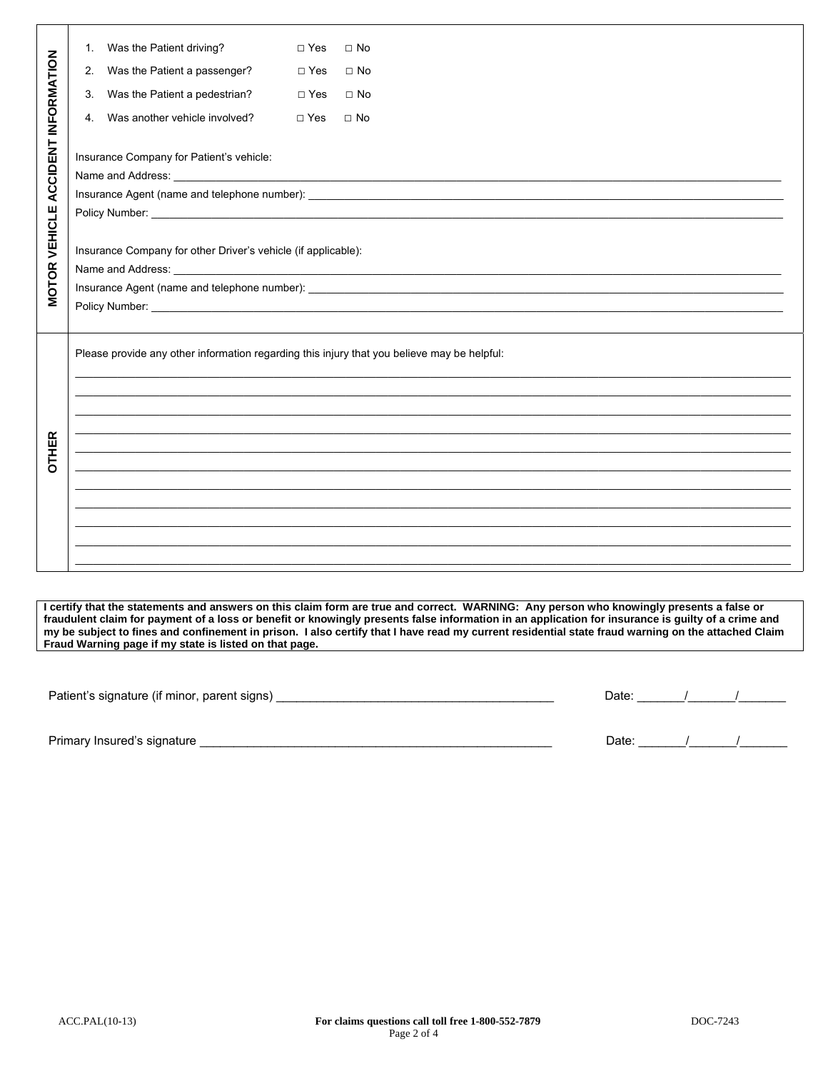## MOTOR VEHICLE ACCIDENT INFORMATION

1. Was the Patient driving? □ Yes □ No
2. Was the Patient a passenger? □ Yes □ No
3. Was the Patient a pedestrian? □ Yes □ No
4. Was another vehicle involved? □ Yes □ No

Insurance Company for Patient's vehicle:

Name and Address: ______________________________________________

Insurance Agent (name and telephone number): ______________________________________________

Policy Number: ______________________________________________

Insurance Company for other Driver's vehicle (if applicable):

Name and Address: ______________________________________________

Insurance Agent (name and telephone number): ______________________________________________

Policy Number: ______________________________________________

## OTHER

Please provide any other information regarding this injury that you believe may be helpful:

______________________________________________

______________________________________________

______________________________________________

______________________________________________

______________________________________________

______________________________________________

______________________________________________

______________________________________________

______________________________________________

______________________________________________

______________________________________________

**I certify that the statements and answers on this claim form are true and correct. WARNING: Any person who knowingly presents a false or fraudulent claim for payment of a loss or benefit or knowingly presents false information in an application for insurance is guilty of a crime and my be subject to fines and confinement in prison. I also certify that I have read my current residential state fraud warning on the attached Claim Fraud Warning page if my state is listed on that page.**

Patient's signature (if minor, parent signs) ________________________________________ Date: _______/_______/_______

Primary Insured's signature ______________________________________________________ Date: _______/_______/_______

ACC.PAL(10-13) **For claims questions call toll free 1-800-552-7879** DOC-7243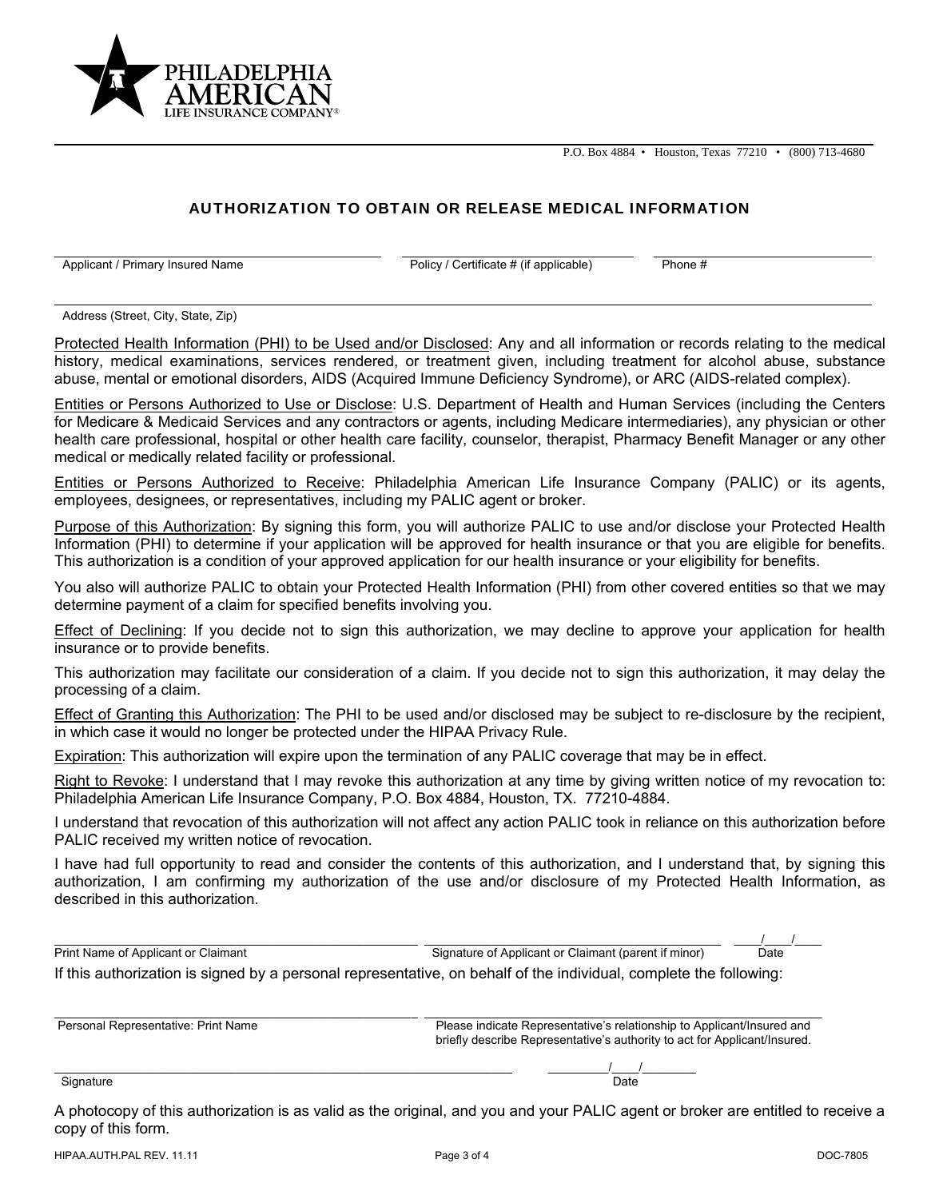PHILADELPHIA AMERICAN LIFE INSURANCE COMPANY®

P.O. Box 4884 • Houston, Texas 77210 • (800) 713-4680

## AUTHORIZATION TO OBTAIN OR RELEASE MEDICAL INFORMATION

Applicant / Primary Insured Name ____________________ Policy / Certificate # (if applicable) ____________________ Phone # ____________________

Address (Street, City, State, Zip) ____________________

Protected Health Information (PHI) to be Used and/or Disclosed: Any and all information or records relating to the medical history, medical examinations, services rendered, or treatment given, including treatment for alcohol abuse, substance abuse, mental or emotional disorders, AIDS (Acquired Immune Deficiency Syndrome), or ARC (AIDS-related complex).

Entities or Persons Authorized to Use or Disclose: U.S. Department of Health and Human Services (including the Centers for Medicare & Medicaid Services and any contractors or agents, including Medicare intermediaries), any physician or other health care professional, hospital or other health care facility, counselor, therapist, Pharmacy Benefit Manager or any other medical or medically related facility or professional.

Entities or Persons Authorized to Receive: Philadelphia American Life Insurance Company (PALIC) or its agents, employees, designees, or representatives, including my PALIC agent or broker.

Purpose of this Authorization: By signing this form, you will authorize PALIC to use and/or disclose your Protected Health Information (PHI) to determine if your application will be approved for health insurance or that you are eligible for benefits. This authorization is a condition of your approved application for our health insurance or your eligibility for benefits.

You also will authorize PALIC to obtain your Protected Health Information (PHI) from other covered entities so that we may determine payment of a claim for specified benefits involving you.

Effect of Declining: If you decide not to sign this authorization, we may decline to approve your application for health insurance or to provide benefits.

This authorization may facilitate our consideration of a claim. If you decide not to sign this authorization, it may delay the processing of a claim.

Effect of Granting this Authorization: The PHI to be used and/or disclosed may be subject to re-disclosure by the recipient, in which case it would no longer be protected under the HIPAA Privacy Rule.

Expiration: This authorization will expire upon the termination of any PALIC coverage that may be in effect.

Right to Revoke: I understand that I may revoke this authorization at any time by giving written notice of my revocation to: Philadelphia American Life Insurance Company, P.O. Box 4884, Houston, TX. 77210-4884.

I understand that revocation of this authorization will not affect any action PALIC took in reliance on this authorization before PALIC received my written notice of revocation.

I have had full opportunity to read and consider the contents of this authorization, and I understand that, by signing this authorization, I am confirming my authorization of the use and/or disclosure of my Protected Health Information, as described in this authorization.

Print Name of Applicant or Claimant ____________________ Signature of Applicant or Claimant (parent if minor) ____________________ Date ____/____/____

If this authorization is signed by a personal representative, on behalf of the individual, complete the following:

Personal Representative: Print Name ____________________

Please indicate Representative's relationship to Applicant/Insured and briefly describe Representative's authority to act for Applicant/Insured. ____________________

Signature ____________________ Date ________/____/________

A photocopy of this authorization is as valid as the original, and you and your PALIC agent or broker are entitled to receive a copy of this form.

HIPAA.AUTH.PAL REV. 11.11 DOC-7805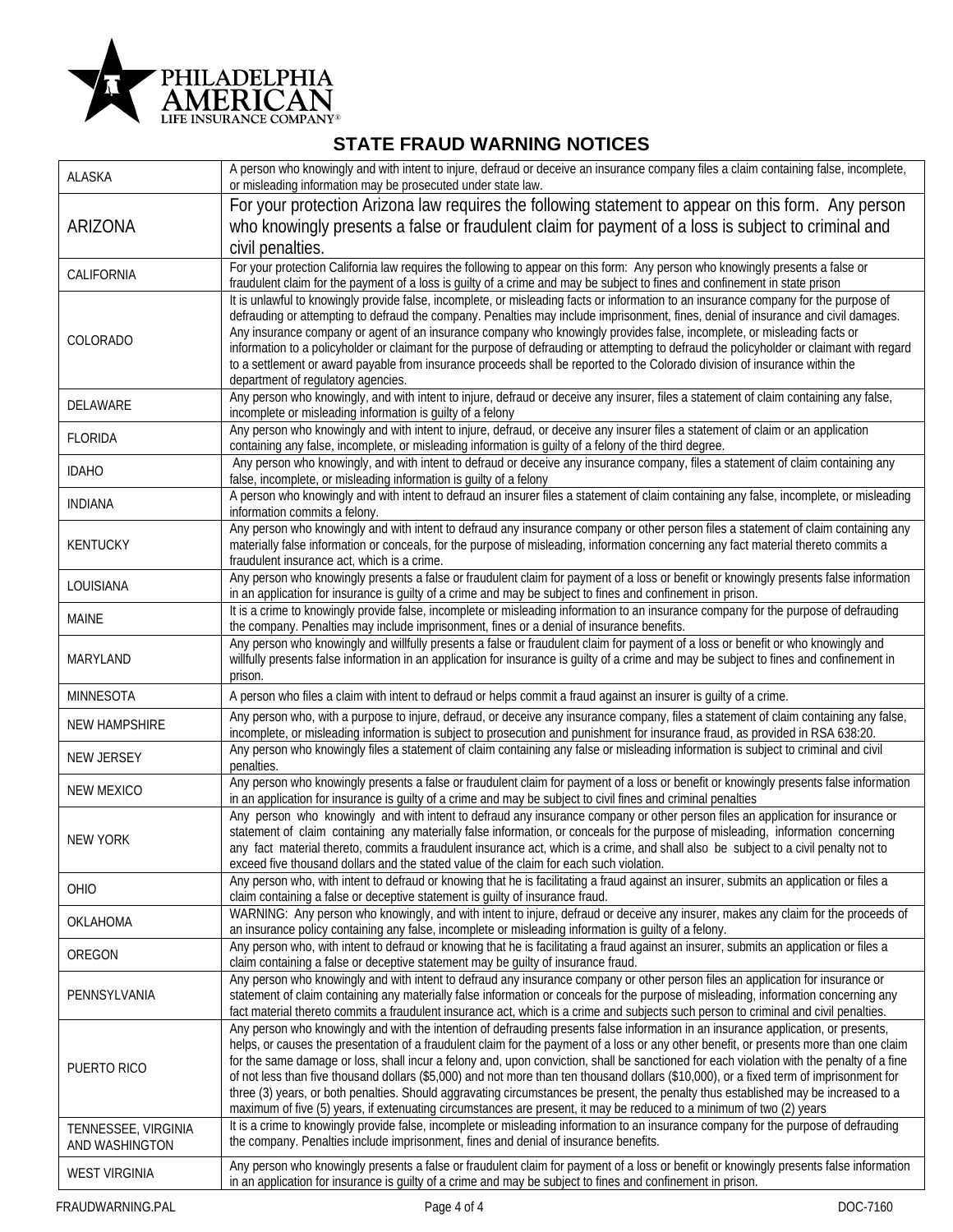PHILADELPHIA AMERICAN LIFE INSURANCE COMPANY®

# STATE FRAUD WARNING NOTICES

| | |
|---|---|
| ALASKA | A person who knowingly and with intent to injure, defraud or deceive an insurance company files a claim containing false, incomplete, or misleading information may be prosecuted under state law. |
| ARIZONA | For your protection Arizona law requires the following statement to appear on this form. Any person who knowingly presents a false or fraudulent claim for payment of a loss is subject to criminal and civil penalties. |
| CALIFORNIA | For your protection California law requires the following to appear on this form: Any person who knowingly presents a false or fraudulent claim for the payment of a loss is guilty of a crime and may be subject to fines and confinement in state prison |
| COLORADO | It is unlawful to knowingly provide false, incomplete, or misleading facts or information to an insurance company for the purpose of defrauding or attempting to defraud the company. Penalties may include imprisonment, fines, denial of insurance and civil damages. Any insurance company or agent of an insurance company who knowingly provides false, incomplete, or misleading facts or information to a policyholder or claimant for the purpose of defrauding or attempting to defraud the policyholder or claimant with regard to a settlement or award payable from insurance proceeds shall be reported to the Colorado division of insurance within the department of regulatory agencies. |
| DELAWARE | Any person who knowingly, and with intent to injure, defraud or deceive any insurer, files a statement of claim containing any false, incomplete or misleading information is guilty of a felony |
| FLORIDA | Any person who knowingly and with intent to injure, defraud, or deceive any insurer files a statement of claim or an application containing any false, incomplete, or misleading information is guilty of a felony of the third degree. |
| IDAHO | Any person who knowingly, and with intent to defraud or deceive any insurance company, files a statement of claim containing any false, incomplete, or misleading information is guilty of a felony |
| INDIANA | A person who knowingly and with intent to defraud an insurer files a statement of claim containing any false, incomplete, or misleading information commits a felony. |
| KENTUCKY | Any person who knowingly and with intent to defraud any insurance company or other person files a statement of claim containing any materially false information or conceals, for the purpose of misleading, information concerning any fact material thereto commits a fraudulent insurance act, which is a crime. |
| LOUISIANA | Any person who knowingly presents a false or fraudulent claim for payment of a loss or benefit or knowingly presents false information in an application for insurance is guilty of a crime and may be subject to fines and confinement in prison. |
| MAINE | It is a crime to knowingly provide false, incomplete or misleading information to an insurance company for the purpose of defrauding the company. Penalties may include imprisonment, fines or a denial of insurance benefits. |
| MARYLAND | Any person who knowingly and willfully presents a false or fraudulent claim for payment of a loss or benefit or who knowingly and willfully presents false information in an application for insurance is guilty of a crime and may be subject to fines and confinement in prison. |
| MINNESOTA | A person who files a claim with intent to defraud or helps commit a fraud against an insurer is guilty of a crime. |
| NEW HAMPSHIRE | Any person who, with a purpose to injure, defraud, or deceive any insurance company, files a statement of claim containing any false, incomplete, or misleading information is subject to prosecution and punishment for insurance fraud, as provided in RSA 638:20. |
| NEW JERSEY | Any person who knowingly files a statement of claim containing any false or misleading information is subject to criminal and civil penalties. |
| NEW MEXICO | Any person who knowingly presents a false or fraudulent claim for payment of a loss or benefit or knowingly presents false information in an application for insurance is guilty of a crime and may be subject to civil fines and criminal penalties |
| NEW YORK | Any person who knowingly and with intent to defraud any insurance company or other person files an application for insurance or statement of claim containing any materially false information, or conceals for the purpose of misleading, information concerning any fact material thereto, commits a fraudulent insurance act, which is a crime, and shall also be subject to a civil penalty not to exceed five thousand dollars and the stated value of the claim for each such violation. |
| OHIO | Any person who, with intent to defraud or knowing that he is facilitating a fraud against an insurer, submits an application or files a claim containing a false or deceptive statement is guilty of insurance fraud. |
| OKLAHOMA | WARNING: Any person who knowingly, and with intent to injure, defraud or deceive any insurer, makes any claim for the proceeds of an insurance policy containing any false, incomplete or misleading information is guilty of a felony. |
| OREGON | Any person who, with intent to defraud or knowing that he is facilitating a fraud against an insurer, submits an application or files a claim containing a false or deceptive statement may be guilty of insurance fraud. |
| PENNSYLVANIA | Any person who knowingly and with intent to defraud any insurance company or other person files an application for insurance or statement of claim containing any materially false information or conceals for the purpose of misleading, information concerning any fact material thereto commits a fraudulent insurance act, which is a crime and subjects such person to criminal and civil penalties. |
| PUERTO RICO | Any person who knowingly and with the intention of defrauding presents false information in an insurance application, or presents, helps, or causes the presentation of a fraudulent claim for the payment of a loss or any other benefit, or presents more than one claim for the same damage or loss, shall incur a felony and, upon conviction, shall be sanctioned for each violation with the penalty of a fine of not less than five thousand dollars ($5,000) and not more than ten thousand dollars ($10,000), or a fixed term of imprisonment for three (3) years, or both penalties. Should aggravating circumstances be present, the penalty thus established may be increased to a maximum of five (5) years, if extenuating circumstances are present, it may be reduced to a minimum of two (2) years |
| TENNESSEE, VIRGINIA AND WASHINGTON | It is a crime to knowingly provide false, incomplete or misleading information to an insurance company for the purpose of defrauding the company. Penalties include imprisonment, fines and denial of insurance benefits. |
| WEST VIRGINIA | Any person who knowingly presents a false or fraudulent claim for payment of a loss or benefit or knowingly presents false information in an application for insurance is guilty of a crime and may be subject to fines and confinement in prison. |

FRAUDWARNING.PAL DOC-7160